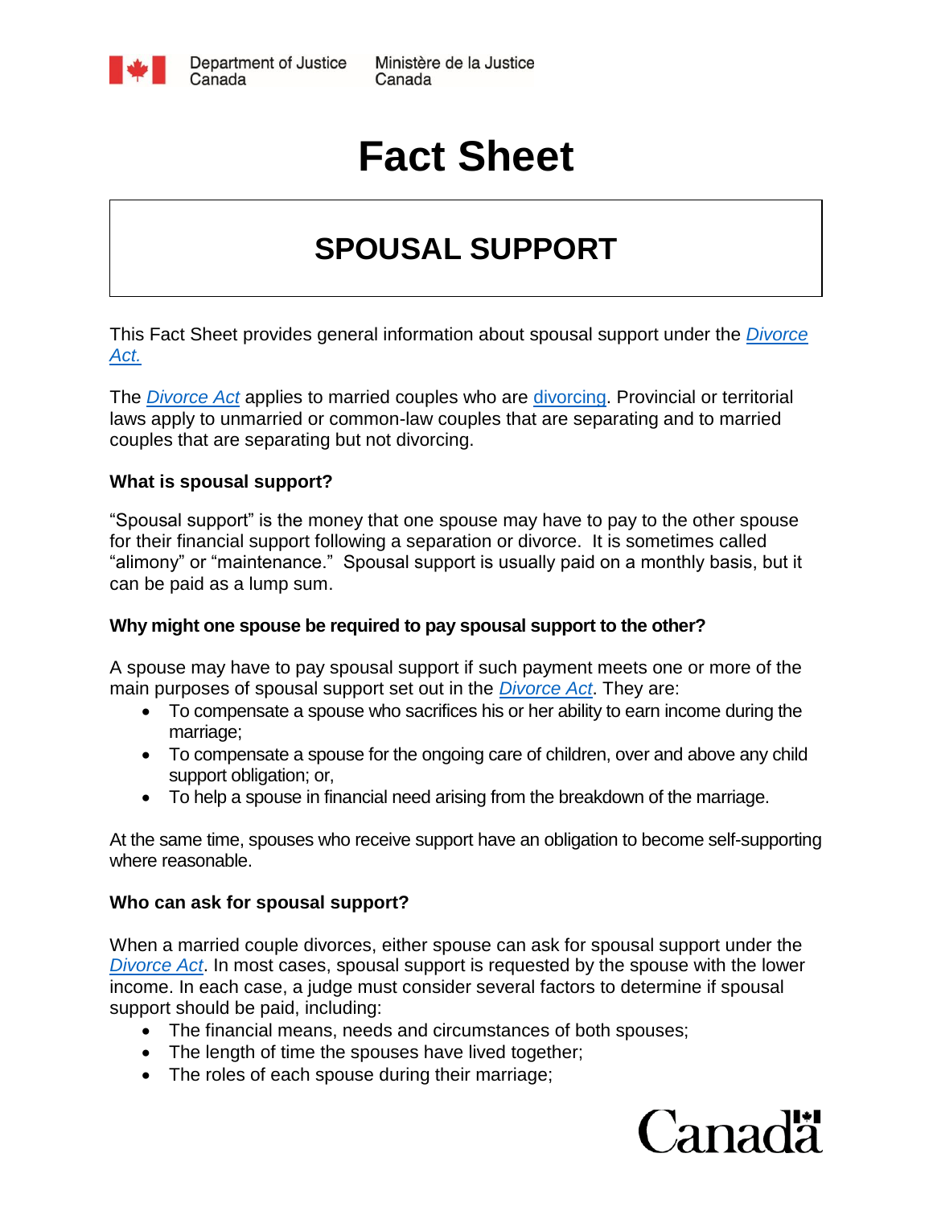Department of Justice Canada | Ministère de la Justice Canada

# Fact Sheet

## SPOUSAL SUPPORT

This Fact Sheet provides general information about spousal support under the *Divorce Act.*

The *Divorce Act* applies to married couples who are divorcing. Provincial or territorial laws apply to unmarried or common-law couples that are separating and to married couples that are separating but not divorcing.

### What is spousal support?

"Spousal support" is the money that one spouse may have to pay to the other spouse for their financial support following a separation or divorce. It is sometimes called "alimony" or "maintenance." Spousal support is usually paid on a monthly basis, but it can be paid as a lump sum.

### Why might one spouse be required to pay spousal support to the other?

A spouse may have to pay spousal support if such payment meets one or more of the main purposes of spousal support set out in the *Divorce Act*. They are:

- To compensate a spouse who sacrifices his or her ability to earn income during the marriage;
- To compensate a spouse for the ongoing care of children, over and above any child support obligation; or,
- To help a spouse in financial need arising from the breakdown of the marriage.

At the same time, spouses who receive support have an obligation to become self-supporting where reasonable.

### Who can ask for spousal support?

When a married couple divorces, either spouse can ask for spousal support under the *Divorce Act*. In most cases, spousal support is requested by the spouse with the lower income. In each case, a judge must consider several factors to determine if spousal support should be paid, including:

- The financial means, needs and circumstances of both spouses;
- The length of time the spouses have lived together;
- The roles of each spouse during their marriage;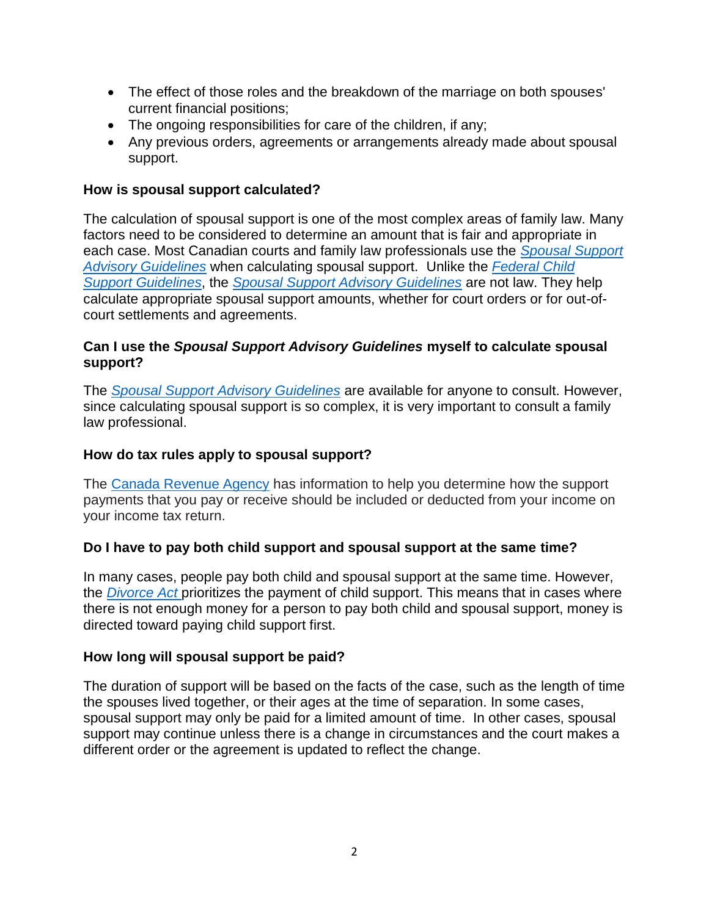- The effect of those roles and the breakdown of the marriage on both spouses' current financial positions;
- The ongoing responsibilities for care of the children, if any;
- Any previous orders, agreements or arrangements already made about spousal support.

**How is spousal support calculated?**

The calculation of spousal support is one of the most complex areas of family law. Many factors need to be considered to determine an amount that is fair and appropriate in each case. Most Canadian courts and family law professionals use the *Spousal Support Advisory Guidelines* when calculating spousal support. Unlike the *Federal Child Support Guidelines*, the *Spousal Support Advisory Guidelines* are not law. They help calculate appropriate spousal support amounts, whether for court orders or for out-of-court settlements and agreements.

**Can I use the *Spousal Support Advisory Guidelines* myself to calculate spousal support?**

The *Spousal Support Advisory Guidelines* are available for anyone to consult. However, since calculating spousal support is so complex, it is very important to consult a family law professional.

**How do tax rules apply to spousal support?**

The Canada Revenue Agency has information to help you determine how the support payments that you pay or receive should be included or deducted from your income on your income tax return.

**Do I have to pay both child support and spousal support at the same time?**

In many cases, people pay both child and spousal support at the same time. However, the *Divorce Act* prioritizes the payment of child support. This means that in cases where there is not enough money for a person to pay both child and spousal support, money is directed toward paying child support first.

**How long will spousal support be paid?**

The duration of support will be based on the facts of the case, such as the length of time the spouses lived together, or their ages at the time of separation. In some cases, spousal support may only be paid for a limited amount of time. In other cases, spousal support may continue unless there is a change in circumstances and the court makes a different order or the agreement is updated to reflect the change.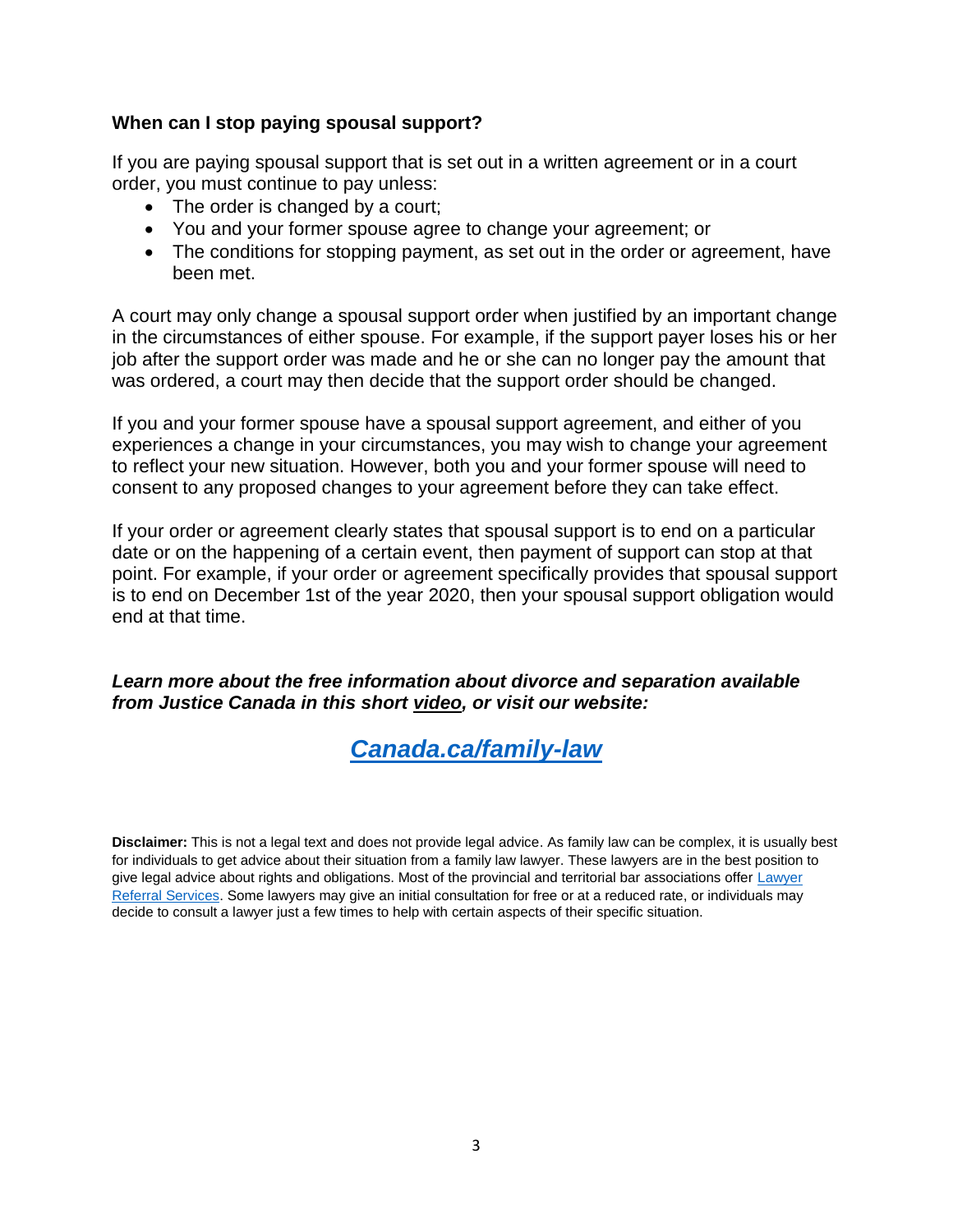**When can I stop paying spousal support?**

If you are paying spousal support that is set out in a written agreement or in a court order, you must continue to pay unless:

- The order is changed by a court;
- You and your former spouse agree to change your agreement; or
- The conditions for stopping payment, as set out in the order or agreement, have been met.

A court may only change a spousal support order when justified by an important change in the circumstances of either spouse. For example, if the support payer loses his or her job after the support order was made and he or she can no longer pay the amount that was ordered, a court may then decide that the support order should be changed.

If you and your former spouse have a spousal support agreement, and either of you experiences a change in your circumstances, you may wish to change your agreement to reflect your new situation. However, both you and your former spouse will need to consent to any proposed changes to your agreement before they can take effect.

If your order or agreement clearly states that spousal support is to end on a particular date or on the happening of a certain event, then payment of support can stop at that point. For example, if your order or agreement specifically provides that spousal support is to end on December 1st of the year 2020, then your spousal support obligation would end at that time.

***Learn more about the free information about divorce and separation available from Justice Canada in this short video, or visit our website:***

***Canada.ca/family-law***

**Disclaimer:** This is not a legal text and does not provide legal advice. As family law can be complex, it is usually best for individuals to get advice about their situation from a family law lawyer. These lawyers are in the best position to give legal advice about rights and obligations. Most of the provincial and territorial bar associations offer Lawyer Referral Services. Some lawyers may give an initial consultation for free or at a reduced rate, or individuals may decide to consult a lawyer just a few times to help with certain aspects of their specific situation.